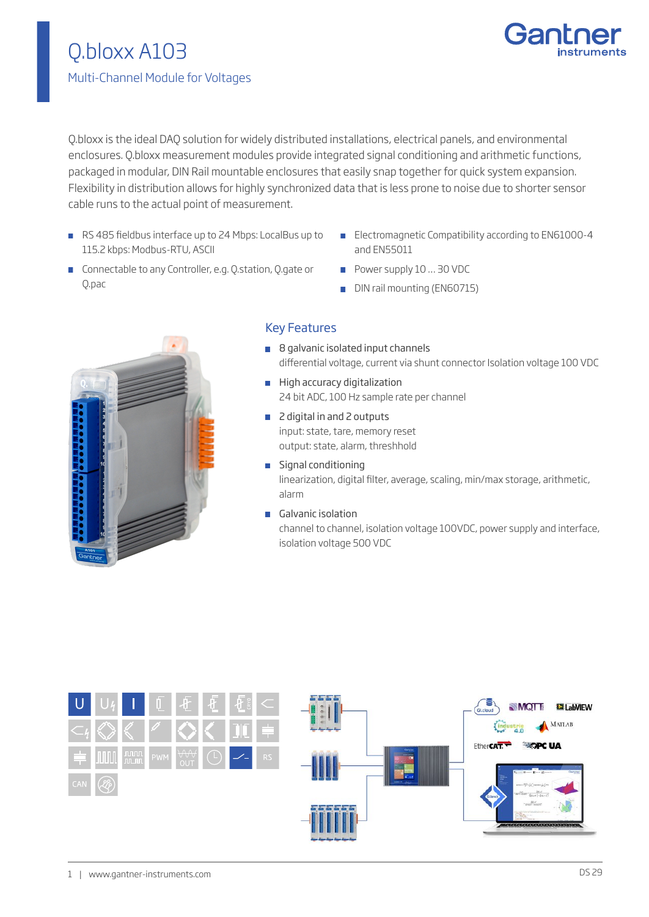# Q.bloxx A103

## Multi-Channel Module for Voltages

Q.bloxx is the ideal DAQ solution for widely distributed installations, electrical panels, and environmental enclosures. Q.bloxx measurement modules provide integrated signal conditioning and arithmetic functions, packaged in modular, DIN Rail mountable enclosures that easily snap together for quick system expansion. Flexibility in distribution allows for highly synchronized data that is less prone to noise due to shorter sensor cable runs to the actual point of measurement.

- RS 485 fieldbus interface up to 24 Mbps: LocalBus up to 115.2 kbps: Modbus-RTU, ASCII
- Connectable to any Controller, e.g. Q.station, Q.gate or Q.pac
- Electromagnetic Compatibility according to EN61000-4 and EN55011
- Power supply 10 ... 30 VDC
- DIN rail mounting (EN60715)

### Key Features

- 8 galvanic isolated input channels
  differential voltage, current via shunt connector Isolation voltage 100 VDC
- High accuracy digitalization
  24 bit ADC, 100 Hz sample rate per channel
- 2 digital in and 2 outputs
  input: state, tare, memory reset
  output: state, alarm, threshhold
- Signal conditioning
  linearization, digital filter, average, scaling, min/max storage, arithmetic, alarm
- Galvanic isolation
  channel to channel, isolation voltage 100VDC, power supply and interface, isolation voltage 500 VDC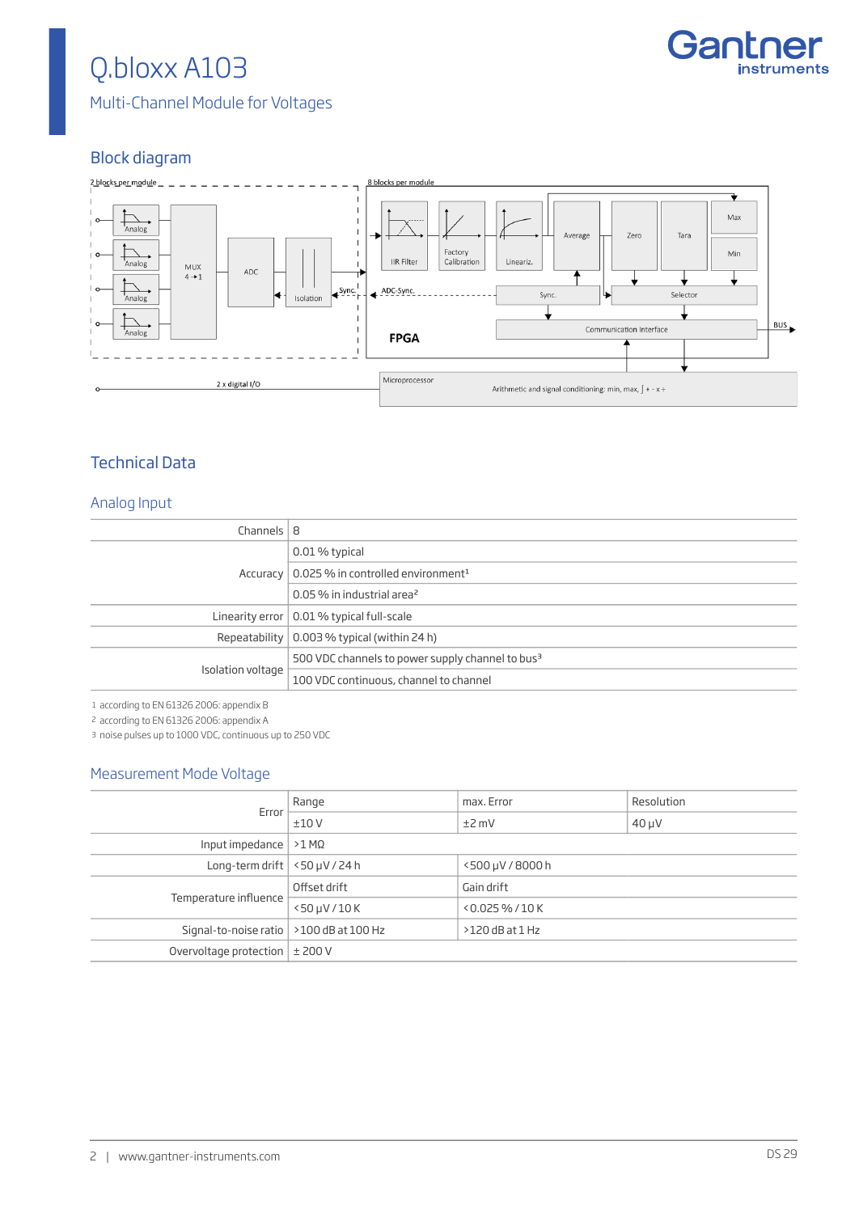# Q.bloxx A103

Multi-Channel Module for Voltages

## Block diagram

2 blocks per module

Analog
Analog
Analog
Analog

MUX 4→1

ADC

Isolation

Sync.

8 blocks per module

IIR Filter

Factory Calibration

Lineariz.

Average

Zero

Tara

Max

Min

ADC-Sync.

Sync.

Selector

Communication Interface

BUS

FPGA

2 x digital I/O

Microprocessor

Arithmetic and signal conditioning: min, max, ∫ + - x ÷

## Technical Data

### Analog Input

| | |
|---|---|
| Channels | 8 |
| Accuracy | 0.01 % typical |
| | 0.025 % in controlled environment[1] |
| | 0.05 % in industrial area[2] |
| Linearity error | 0.01 % typical full-scale |
| Repeatability | 0.003 % typical (within 24 h) |
| Isolation voltage | 500 VDC channels to power supply channel to bus[3] |
| | 100 VDC continuous, channel to channel |

1 according to EN 61326 2006: appendix B
2 according to EN 61326 2006: appendix A
3 noise pulses up to 1000 VDC, continuous up to 250 VDC

### Measurement Mode Voltage

| | | | |
|---|---|---|---|
| Error | Range | max. Error | Resolution |
| | ±10 V | ±2 mV | 40 µV |
| Input impedance | >1 MΩ | | |
| Long-term drift | <50 µV / 24 h | <500 µV / 8000 h | |
| Temperature influence | Offset drift | Gain drift | |
| | <50 µV / 10 K | <0.025 % / 10 K | |
| Signal-to-noise ratio | >100 dB at 100 Hz | >120 dB at 1 Hz | |
| Overvoltage protection | ± 200 V | | |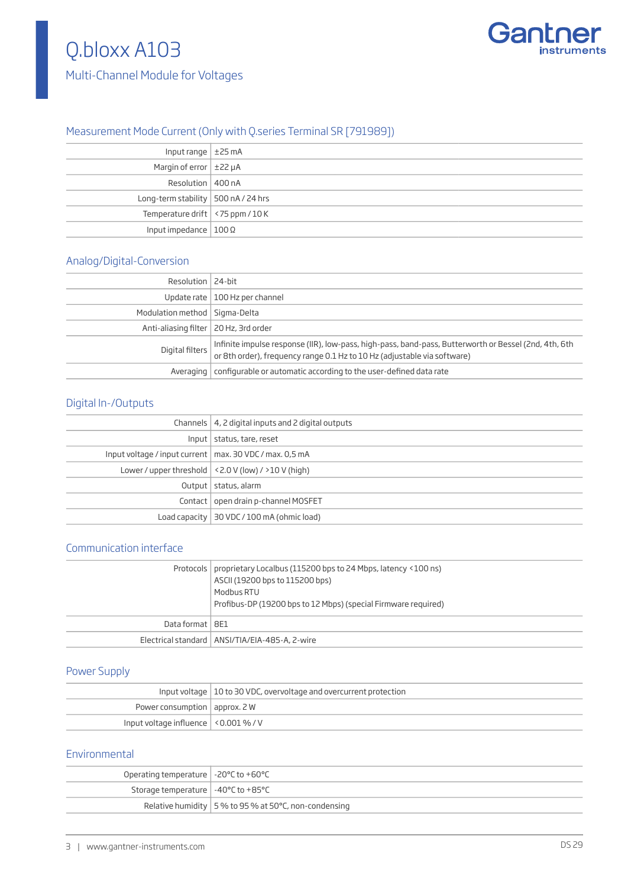# Q.bloxx A103

Multi-Channel Module for Voltages

## Measurement Mode Current (Only with Q.series Terminal SR [791989])

| | |
|---|---|
| Input range | ±25 mA |
| Margin of error | ±22 µA |
| Resolution | 400 nA |
| Long-term stability | 500 nA / 24 hrs |
| Temperature drift | <75 ppm / 10 K |
| Input impedance | 100 Ω |

## Analog/Digital-Conversion

| | |
|---|---|
| Resolution | 24-bit |
| Update rate | 100 Hz per channel |
| Modulation method | Sigma-Delta |
| Anti-aliasing filter | 20 Hz, 3rd order |
| Digital filters | Infinite impulse response (IIR), low-pass, high-pass, band-pass, Butterworth or Bessel (2nd, 4th, 6th or 8th order), frequency range 0.1 Hz to 10 Hz (adjustable via software) |
| Averaging | configurable or automatic according to the user-defined data rate |

## Digital In-/Outputs

| | |
|---|---|
| Channels | 4, 2 digital inputs and 2 digital outputs |
| Input | status, tare, reset |
| Input voltage / input current | max. 30 VDC / max. 0,5 mA |
| Lower / upper threshold | <2.0 V (low) / >10 V (high) |
| Output | status, alarm |
| Contact | open drain p-channel MOSFET |
| Load capacity | 30 VDC / 100 mA (ohmic load) |

## Communication interface

| | |
|---|---|
| Protocols | proprietary Localbus (115200 bps to 24 Mbps, latency <100 ns)<br>ASCII (19200 bps to 115200 bps)<br>Modbus RTU<br>Profibus-DP (19200 bps to 12 Mbps) (special Firmware required) |
| Data format | 8E1 |
| Electrical standard | ANSI/TIA/EIA-485-A, 2-wire |

## Power Supply

| | |
|---|---|
| Input voltage | 10 to 30 VDC, overvoltage and overcurrent protection |
| Power consumption | approx. 2 W |
| Input voltage influence | <0.001 % / V |

## Environmental

| | |
|---|---|
| Operating temperature | -20°C to +60°C |
| Storage temperature | -40°C to +85°C |
| Relative humidity | 5 % to 95 % at 50°C, non-condensing |

DS 29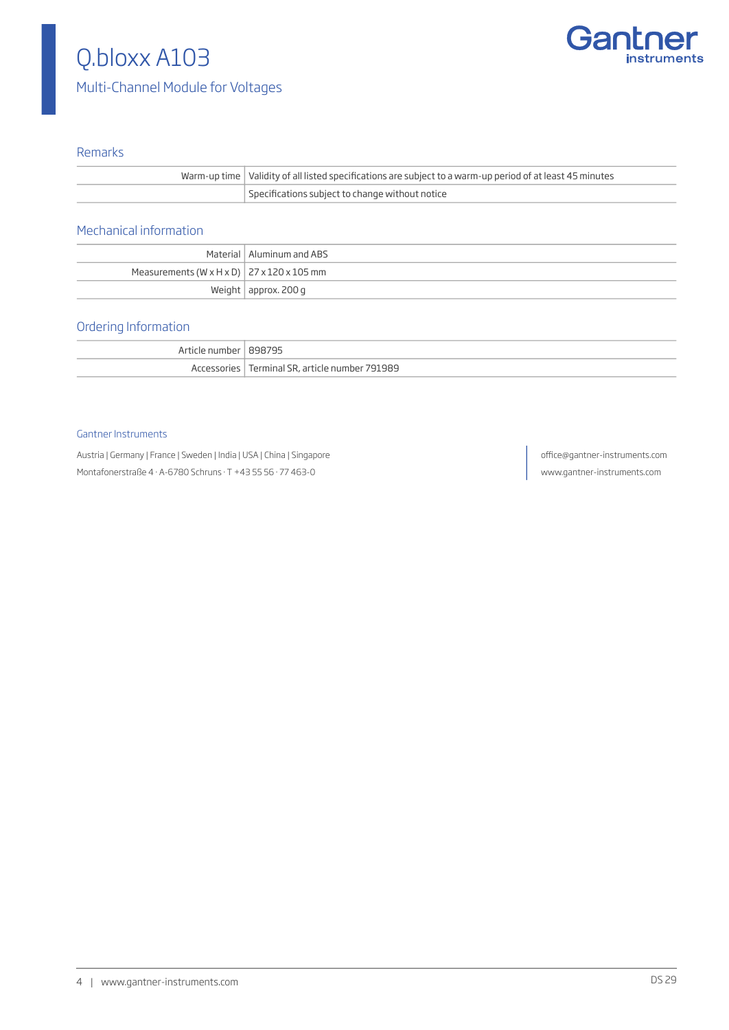## Remarks

| | |
|---|---|
| Warm-up time | Validity of all listed specifications are subject to a warm-up period of at least 45 minutes |
| | Specifications subject to change without notice |

## Mechanical information

| | |
|---|---|
| Material | Aluminum and ABS |
| Measurements (W x H x D) | 27 x 120 x 105 mm |
| Weight | approx. 200 g |

## Ordering Information

| | |
|---|---|
| Article number | 898795 |
| Accessories | Terminal SR, article number 791989 |

Gantner Instruments

Austria | Germany | France | Sweden | India | USA | China | Singapore

Montafonerstraße 4 · A-6780 Schruns · T +43 55 56 · 77 463-0

office@gantner-instruments.com

www.gantner-instruments.com